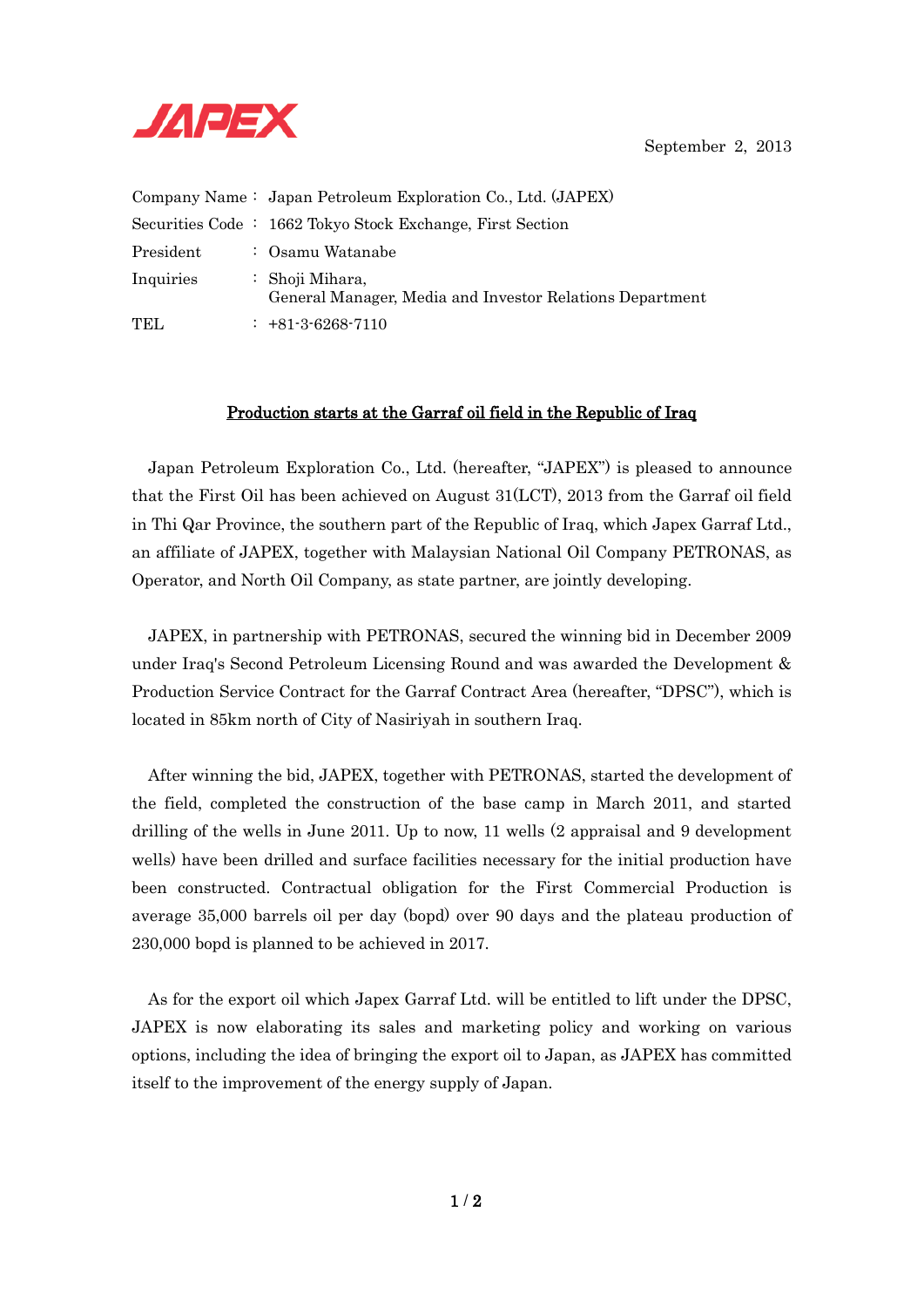JAPEX

September 2, 2013

| | |
|---|---|
| Company Name | Japan Petroleum Exploration Co., Ltd. (JAPEX) |
| Securities Code | 1662 Tokyo Stock Exchange, First Section |
| President | Osamu Watanabe |
| Inquiries | Shoji Mihara, General Manager, Media and Investor Relations Department |
| TEL | +81-3-6268-7110 |

## Production starts at the Garraf oil field in the Republic of Iraq

Japan Petroleum Exploration Co., Ltd. (hereafter, "JAPEX") is pleased to announce that the First Oil has been achieved on August 31(LCT), 2013 from the Garraf oil field in Thi Qar Province, the southern part of the Republic of Iraq, which Japex Garraf Ltd., an affiliate of JAPEX, together with Malaysian National Oil Company PETRONAS, as Operator, and North Oil Company, as state partner, are jointly developing.

JAPEX, in partnership with PETRONAS, secured the winning bid in December 2009 under Iraq's Second Petroleum Licensing Round and was awarded the Development & Production Service Contract for the Garraf Contract Area (hereafter, "DPSC"), which is located in 85km north of City of Nasiriyah in southern Iraq.

After winning the bid, JAPEX, together with PETRONAS, started the development of the field, completed the construction of the base camp in March 2011, and started drilling of the wells in June 2011. Up to now, 11 wells (2 appraisal and 9 development wells) have been drilled and surface facilities necessary for the initial production have been constructed. Contractual obligation for the First Commercial Production is average 35,000 barrels oil per day (bopd) over 90 days and the plateau production of 230,000 bopd is planned to be achieved in 2017.

As for the export oil which Japex Garraf Ltd. will be entitled to lift under the DPSC, JAPEX is now elaborating its sales and marketing policy and working on various options, including the idea of bringing the export oil to Japan, as JAPEX has committed itself to the improvement of the energy supply of Japan.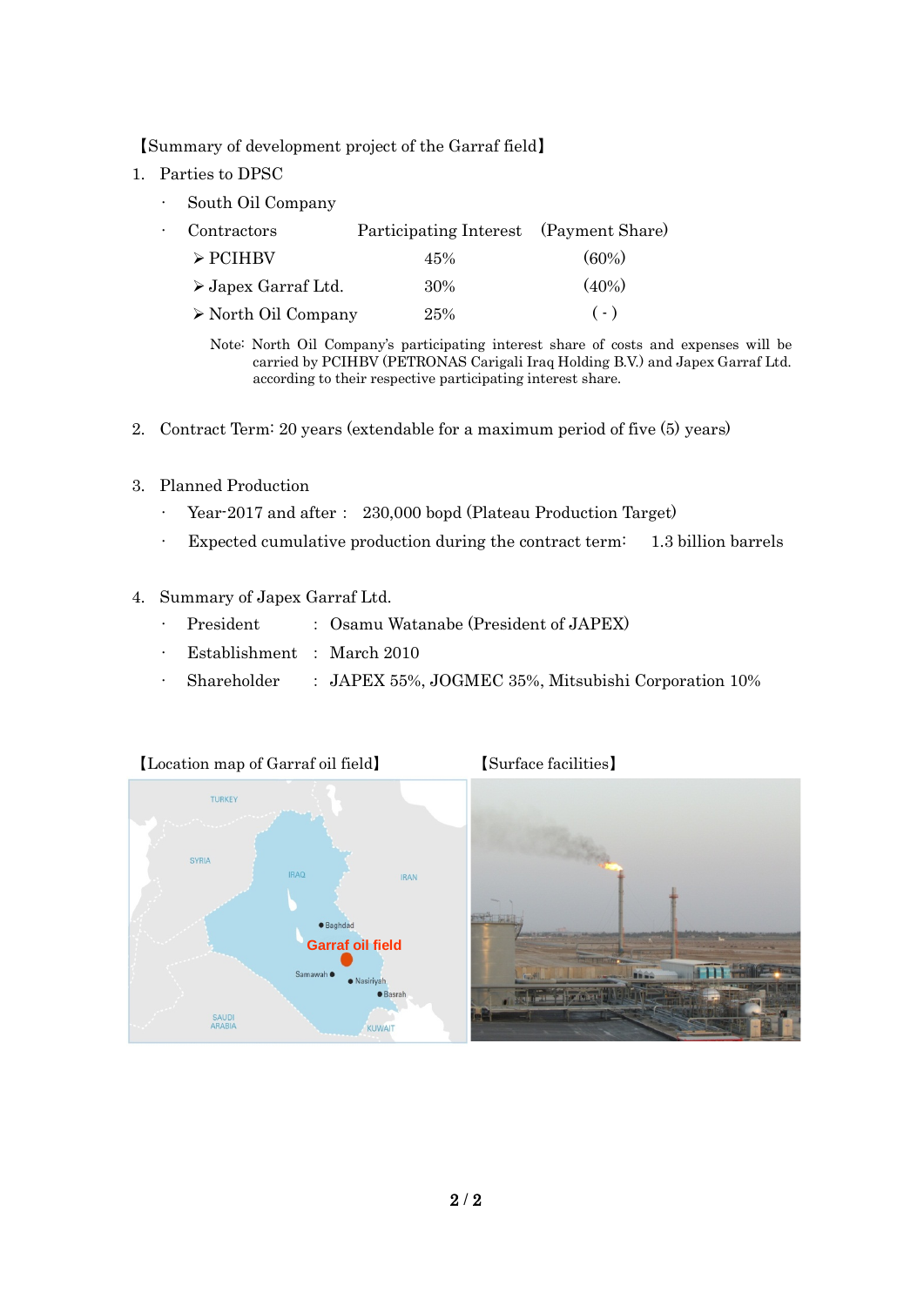【Summary of development project of the Garraf field】

1. Parties to DPSC
   - South Oil Company
   - Contractors

| Contractors | Participating Interest | (Payment Share) |
|---|---|---|
| ➢ PCIHBV | 45% | (60%) |
| ➢ Japex Garraf Ltd. | 30% | (40%) |
| ➢ North Oil Company | 25% | ( - ) |

Note: North Oil Company's participating interest share of costs and expenses will be carried by PCIHBV (PETRONAS Carigali Iraq Holding B.V.) and Japex Garraf Ltd. according to their respective participating interest share.

2. Contract Term: 20 years (extendable for a maximum period of five (5) years)

3. Planned Production
   - Year-2017 and after : 230,000 bopd (Plateau Production Target)
   - Expected cumulative production during the contract term: 1.3 billion barrels

4. Summary of Japex Garraf Ltd.
   - President : Osamu Watanabe (President of JAPEX)
   - Establishment : March 2010
   - Shareholder : JAPEX 55%, JOGMEC 35%, Mitsubishi Corporation 10%

【Location map of Garraf oil field】

TURKEY
SYRIA
IRAQ
IRAN
Baghdad
Garraf oil field
Samawah
Nasiriyah
Basrah
SAUDI ARABIA
KUWAIT

【Surface facilities】